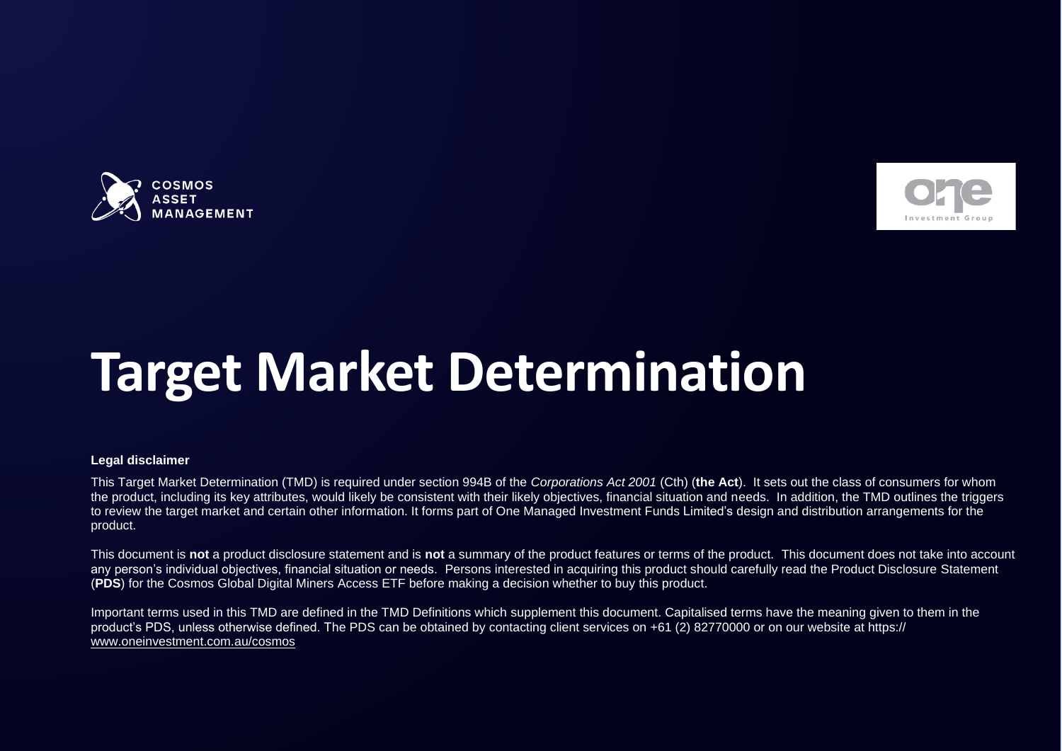COSMOS ASSET MANAGEMENT

One Investment Group

# Target Market Determination

**Legal disclaimer**

This Target Market Determination (TMD) is required under section 994B of the *Corporations Act 2001* (Cth) (**the Act**). It sets out the class of consumers for whom the product, including its key attributes, would likely be consistent with their likely objectives, financial situation and needs. In addition, the TMD outlines the triggers to review the target market and certain other information. It forms part of One Managed Investment Funds Limited's design and distribution arrangements for the product.

This document is **not** a product disclosure statement and is **not** a summary of the product features or terms of the product. This document does not take into account any person's individual objectives, financial situation or needs. Persons interested in acquiring this product should carefully read the Product Disclosure Statement (**PDS**) for the Cosmos Global Digital Miners Access ETF before making a decision whether to buy this product.

Important terms used in this TMD are defined in the TMD Definitions which supplement this document. Capitalised terms have the meaning given to them in the product's PDS, unless otherwise defined. The PDS can be obtained by contacting client services on +61 (2) 82770000 or on our website at https:// www.oneinvestment.com.au/cosmos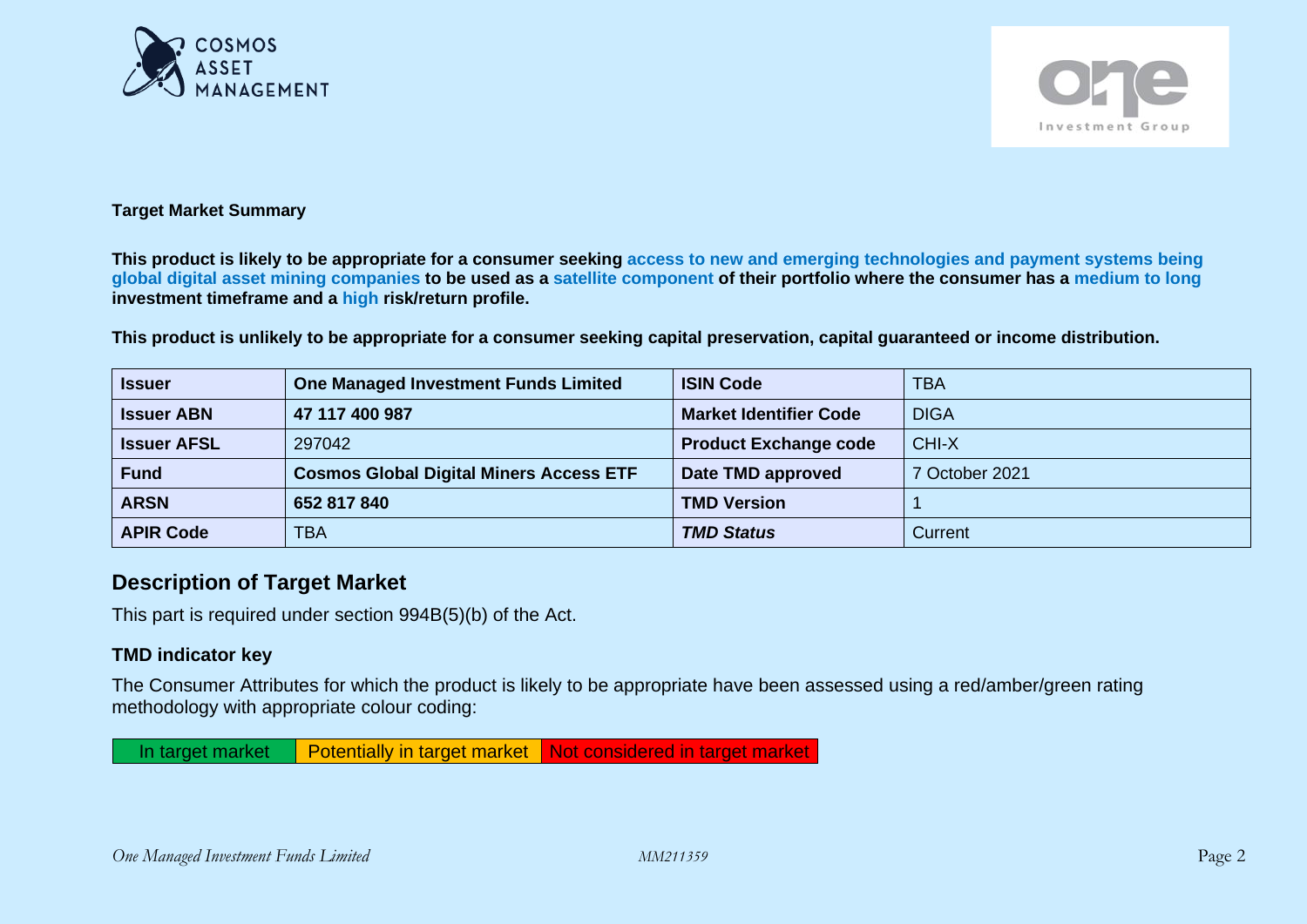**Target Market Summary**

**This product is likely to be appropriate for a consumer seeking access to new and emerging technologies and payment systems being global digital asset mining companies to be used as a satellite component of their portfolio where the consumer has a medium to long investment timeframe and a high risk/return profile.**

**This product is unlikely to be appropriate for a consumer seeking capital preservation, capital guaranteed or income distribution.**

| **Issuer** | **One Managed Investment Funds Limited** | **ISIN Code** | TBA |
|---|---|---|---|
| **Issuer ABN** | **47 117 400 987** | **Market Identifier Code** | DIGA |
| **Issuer AFSL** | 297042 | **Product Exchange code** | CHI-X |
| **Fund** | **Cosmos Global Digital Miners Access ETF** | **Date TMD approved** | 7 October 2021 |
| **ARSN** | **652 817 840** | **TMD Version** | 1 |
| **APIR Code** | TBA | ***TMD Status*** | Current |

## Description of Target Market

This part is required under section 994B(5)(b) of the Act.

### TMD indicator key

The Consumer Attributes for which the product is likely to be appropriate have been assessed using a red/amber/green rating methodology with appropriate colour coding:

| In target market | Potentially in target market | Not considered in target market |
|---|---|---|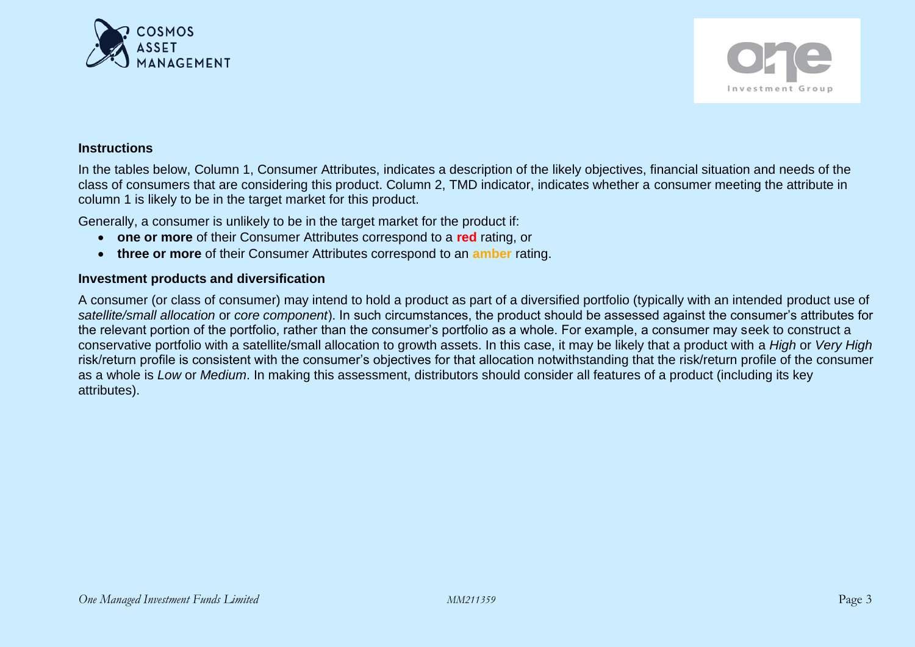### Instructions

In the tables below, Column 1, Consumer Attributes, indicates a description of the likely objectives, financial situation and needs of the class of consumers that are considering this product. Column 2, TMD indicator, indicates whether a consumer meeting the attribute in column 1 is likely to be in the target market for this product.

Generally, a consumer is unlikely to be in the target market for the product if:

- **one or more** of their Consumer Attributes correspond to a **red** rating, or
- **three or more** of their Consumer Attributes correspond to an **amber** rating.

### Investment products and diversification

A consumer (or class of consumer) may intend to hold a product as part of a diversified portfolio (typically with an intended product use of *satellite/small allocation* or *core component*). In such circumstances, the product should be assessed against the consumer's attributes for the relevant portion of the portfolio, rather than the consumer's portfolio as a whole. For example, a consumer may seek to construct a conservative portfolio with a satellite/small allocation to growth assets. In this case, it may be likely that a product with a *High* or *Very High* risk/return profile is consistent with the consumer's objectives for that allocation notwithstanding that the risk/return profile of the consumer as a whole is *Low* or *Medium*. In making this assessment, distributors should consider all features of a product (including its key attributes).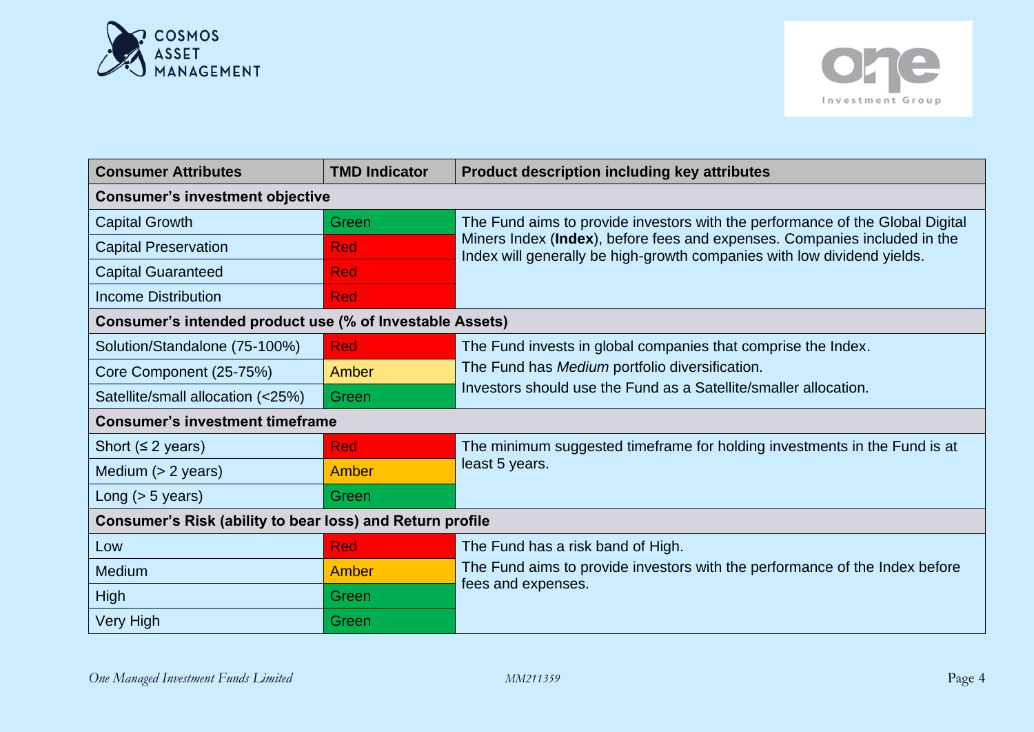| Consumer Attributes | TMD Indicator | Product description including key attributes |
|---|---|---|
| **Consumer's investment objective** | | |
| Capital Growth | Green | The Fund aims to provide investors with the performance of the Global Digital Miners Index (**Index**), before fees and expenses. Companies included in the Index will generally be high-growth companies with low dividend yields. |
| Capital Preservation | Red | |
| Capital Guaranteed | Red | |
| Income Distribution | Red | |
| **Consumer's intended product use (% of Investable Assets)** | | |
| Solution/Standalone (75-100%) | Red | The Fund invests in global companies that comprise the Index.<br>The Fund has *Medium* portfolio diversification.<br>Investors should use the Fund as a Satellite/smaller allocation. |
| Core Component (25-75%) | Amber | |
| Satellite/small allocation (<25%) | Green | |
| **Consumer's investment timeframe** | | |
| Short (≤ 2 years) | Red | The minimum suggested timeframe for holding investments in the Fund is at least 5 years. |
| Medium (> 2 years) | Amber | |
| Long (> 5 years) | Green | |
| **Consumer's Risk (ability to bear loss) and Return profile** | | |
| Low | Red | The Fund has a risk band of High.<br>The Fund aims to provide investors with the performance of the Index before fees and expenses. |
| Medium | Amber | |
| High | Green | |
| Very High | Green | |

*One Managed Investment Funds Limited* *MM211359*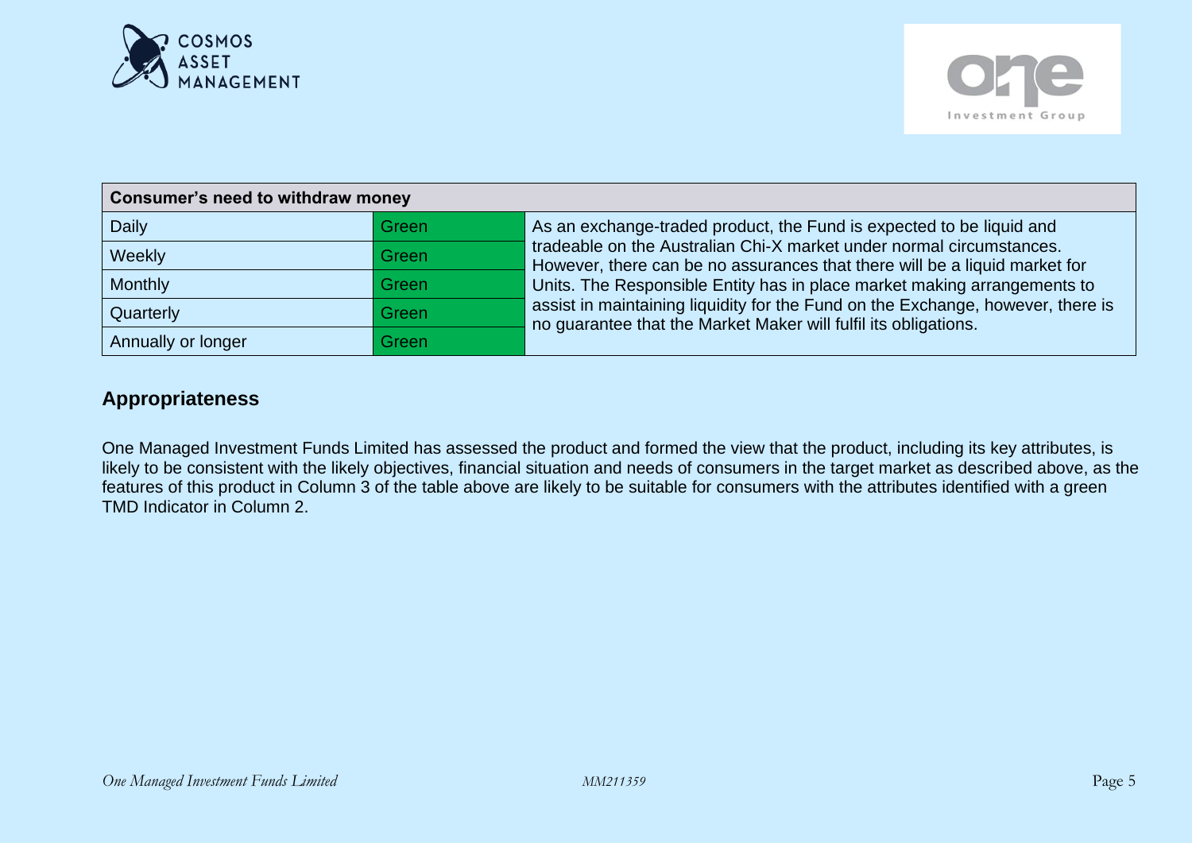| Consumer's need to withdraw money | | |
|---|---|---|
| Daily | Green | As an exchange-traded product, the Fund is expected to be liquid and tradeable on the Australian Chi-X market under normal circumstances. However, there can be no assurances that there will be a liquid market for Units. The Responsible Entity has in place market making arrangements to assist in maintaining liquidity for the Fund on the Exchange, however, there is no guarantee that the Market Maker will fulfil its obligations. |
| Weekly | Green | |
| Monthly | Green | |
| Quarterly | Green | |
| Annually or longer | Green | |

## Appropriateness

One Managed Investment Funds Limited has assessed the product and formed the view that the product, including its key attributes, is likely to be consistent with the likely objectives, financial situation and needs of consumers in the target market as described above, as the features of this product in Column 3 of the table above are likely to be suitable for consumers with the attributes identified with a green TMD Indicator in Column 2.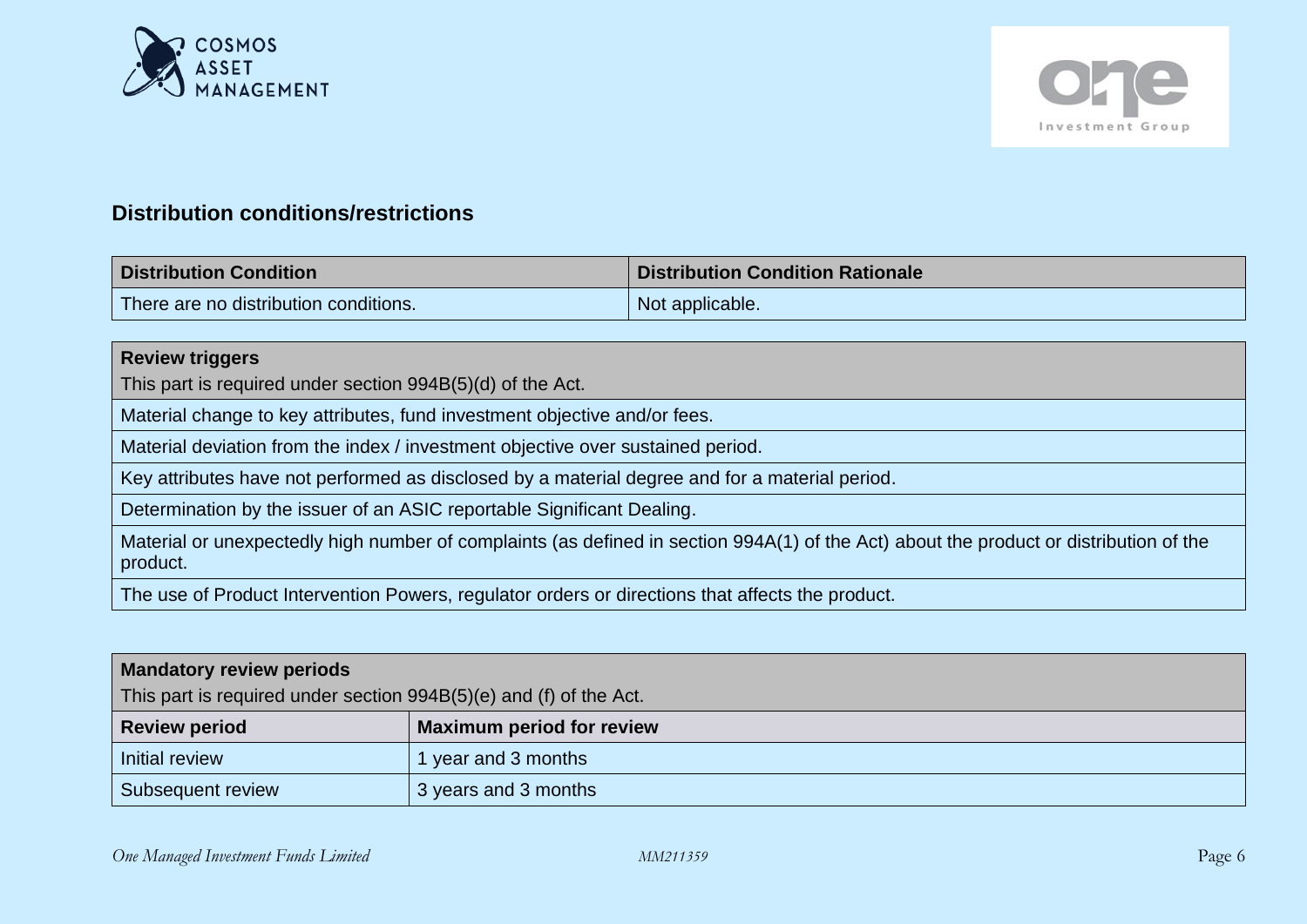## Distribution conditions/restrictions

| Distribution Condition | Distribution Condition Rationale |
| --- | --- |
| There are no distribution conditions. | Not applicable. |

| **Review triggers**<br>This part is required under section 994B(5)(d) of the Act. |
| --- |
| Material change to key attributes, fund investment objective and/or fees. |
| Material deviation from the index / investment objective over sustained period. |
| Key attributes have not performed as disclosed by a material degree and for a material period. |
| Determination by the issuer of an ASIC reportable Significant Dealing. |
| Material or unexpectedly high number of complaints (as defined in section 994A(1) of the Act) about the product or distribution of the product. |
| The use of Product Intervention Powers, regulator orders or directions that affects the product. |

| **Mandatory review periods**<br>This part is required under section 994B(5)(e) and (f) of the Act. | |
| --- | --- |
| **Review period** | **Maximum period for review** |
| Initial review | 1 year and 3 months |
| Subsequent review | 3 years and 3 months |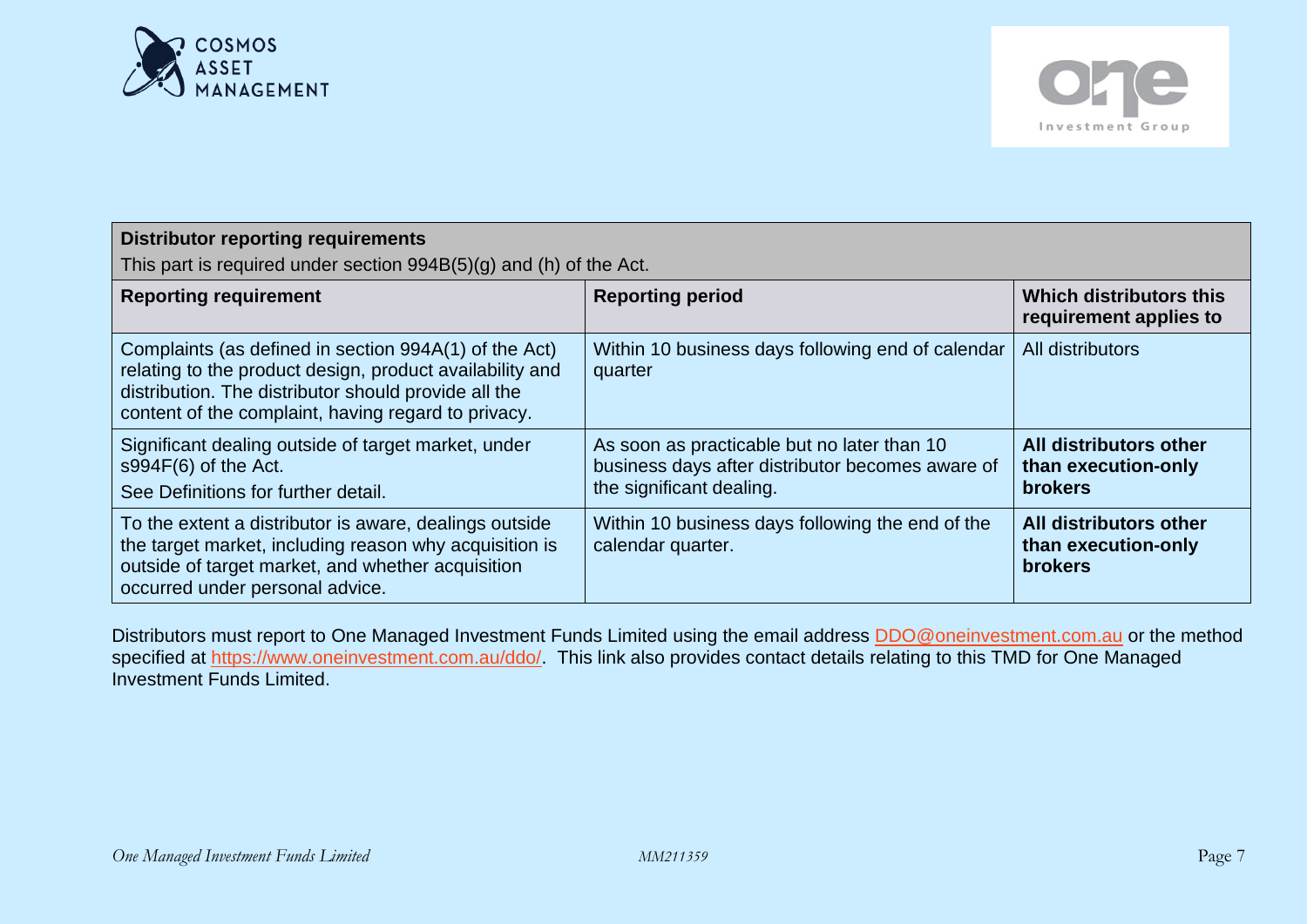| **Distributor reporting requirements**<br>This part is required under section 994B(5)(g) and (h) of the Act. | | |
|---|---|---|
| **Reporting requirement** | **Reporting period** | **Which distributors this requirement applies to** |
| Complaints (as defined in section 994A(1) of the Act) relating to the product design, product availability and distribution. The distributor should provide all the content of the complaint, having regard to privacy. | Within 10 business days following end of calendar quarter | All distributors |
| Significant dealing outside of target market, under s994F(6) of the Act.<br>See Definitions for further detail. | As soon as practicable but no later than 10 business days after distributor becomes aware of the significant dealing. | **All distributors other than execution-only brokers** |
| To the extent a distributor is aware, dealings outside the target market, including reason why acquisition is outside of target market, and whether acquisition occurred under personal advice. | Within 10 business days following the end of the calendar quarter. | **All distributors other than execution-only brokers** |

Distributors must report to One Managed Investment Funds Limited using the email address DDO@oneinvestment.com.au or the method specified at https://www.oneinvestment.com.au/ddo/. This link also provides contact details relating to this TMD for One Managed Investment Funds Limited.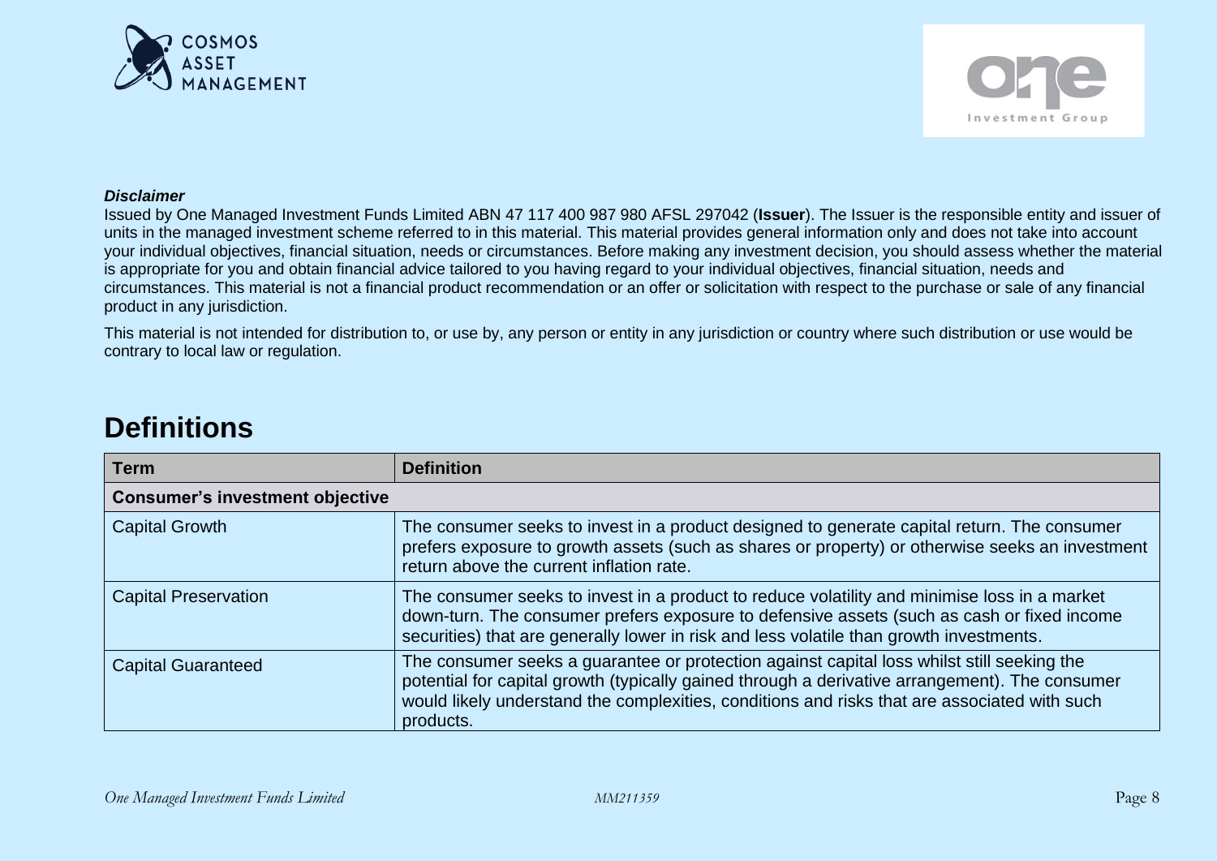***Disclaimer***

Issued by One Managed Investment Funds Limited ABN 47 117 400 987 980 AFSL 297042 (**Issuer**). The Issuer is the responsible entity and issuer of units in the managed investment scheme referred to in this material. This material provides general information only and does not take into account your individual objectives, financial situation, needs or circumstances. Before making any investment decision, you should assess whether the material is appropriate for you and obtain financial advice tailored to you having regard to your individual objectives, financial situation, needs and circumstances. This material is not a financial product recommendation or an offer or solicitation with respect to the purchase or sale of any financial product in any jurisdiction.

This material is not intended for distribution to, or use by, any person or entity in any jurisdiction or country where such distribution or use would be contrary to local law or regulation.

# Definitions

| Term | Definition |
|---|---|
| **Consumer's investment objective** | |
| Capital Growth | The consumer seeks to invest in a product designed to generate capital return. The consumer prefers exposure to growth assets (such as shares or property) or otherwise seeks an investment return above the current inflation rate. |
| Capital Preservation | The consumer seeks to invest in a product to reduce volatility and minimise loss in a market down-turn. The consumer prefers exposure to defensive assets (such as cash or fixed income securities) that are generally lower in risk and less volatile than growth investments. |
| Capital Guaranteed | The consumer seeks a guarantee or protection against capital loss whilst still seeking the potential for capital growth (typically gained through a derivative arrangement). The consumer would likely understand the complexities, conditions and risks that are associated with such products. |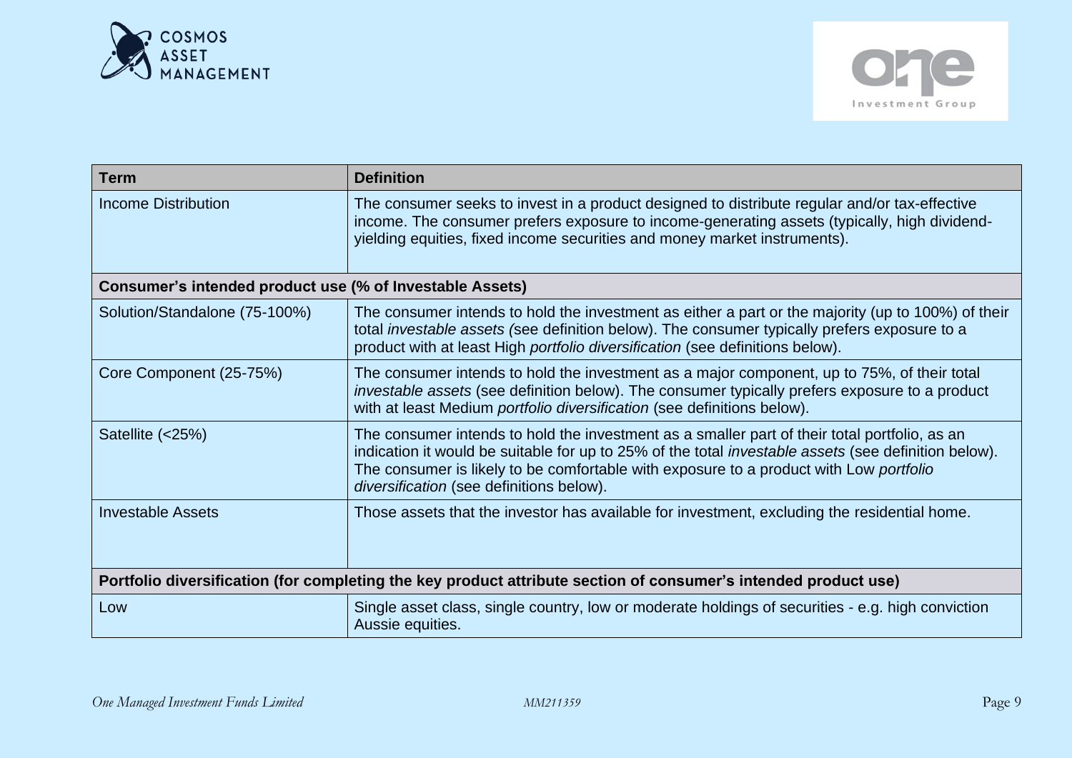| Term | Definition |
| --- | --- |
| Income Distribution | The consumer seeks to invest in a product designed to distribute regular and/or tax-effective income. The consumer prefers exposure to income-generating assets (typically, high dividend-yielding equities, fixed income securities and money market instruments). |
| **Consumer's intended product use (% of Investable Assets)** | |
| Solution/Standalone (75-100%) | The consumer intends to hold the investment as either a part or the majority (up to 100%) of their total *investable assets (*see definition below). The consumer typically prefers exposure to a product with at least High *portfolio diversification* (see definitions below). |
| Core Component (25-75%) | The consumer intends to hold the investment as a major component, up to 75%, of their total *investable assets* (see definition below). The consumer typically prefers exposure to a product with at least Medium *portfolio diversification* (see definitions below). |
| Satellite (<25%) | The consumer intends to hold the investment as a smaller part of their total portfolio, as an indication it would be suitable for up to 25% of the total *investable assets* (see definition below). The consumer is likely to be comfortable with exposure to a product with Low *portfolio diversification* (see definitions below). |
| Investable Assets | Those assets that the investor has available for investment, excluding the residential home. |
| **Portfolio diversification (for completing the key product attribute section of consumer's intended product use)** | |
| Low | Single asset class, single country, low or moderate holdings of securities - e.g. high conviction Aussie equities. |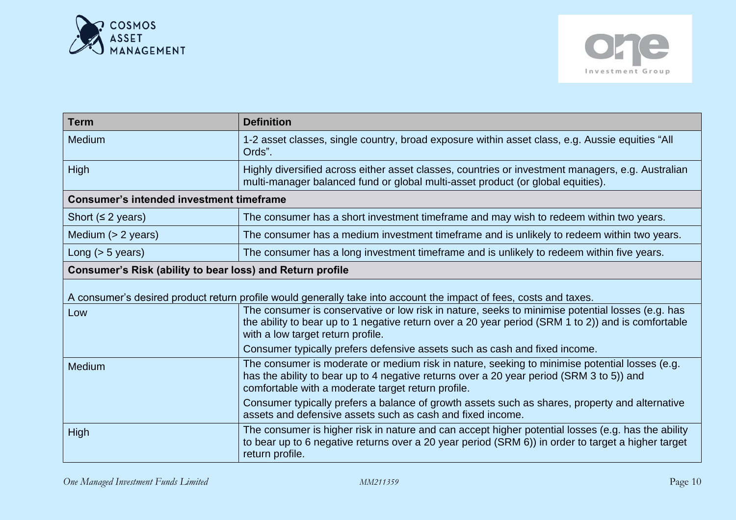| Term | Definition |
|---|---|
| Medium | 1-2 asset classes, single country, broad exposure within asset class, e.g. Aussie equities “All Ords”. |
| High | Highly diversified across either asset classes, countries or investment managers, e.g. Australian multi-manager balanced fund or global multi-asset product (or global equities). |
| **Consumer’s intended investment timeframe** | |
| Short (≤ 2 years) | The consumer has a short investment timeframe and may wish to redeem within two years. |
| Medium (> 2 years) | The consumer has a medium investment timeframe and is unlikely to redeem within two years. |
| Long (> 5 years) | The consumer has a long investment timeframe and is unlikely to redeem within five years. |
| **Consumer’s Risk (ability to bear loss) and Return profile** | |
| A consumer’s desired product return profile would generally take into account the impact of fees, costs and taxes. | |
| Low | The consumer is conservative or low risk in nature, seeks to minimise potential losses (e.g. has the ability to bear up to 1 negative return over a 20 year period (SRM 1 to 2)) and is comfortable with a low target return profile.<br>Consumer typically prefers defensive assets such as cash and fixed income. |
| Medium | The consumer is moderate or medium risk in nature, seeking to minimise potential losses (e.g. has the ability to bear up to 4 negative returns over a 20 year period (SRM 3 to 5)) and comfortable with a moderate target return profile.<br>Consumer typically prefers a balance of growth assets such as shares, property and alternative assets and defensive assets such as cash and fixed income. |
| High | The consumer is higher risk in nature and can accept higher potential losses (e.g. has the ability to bear up to 6 negative returns over a 20 year period (SRM 6)) in order to target a higher target return profile. |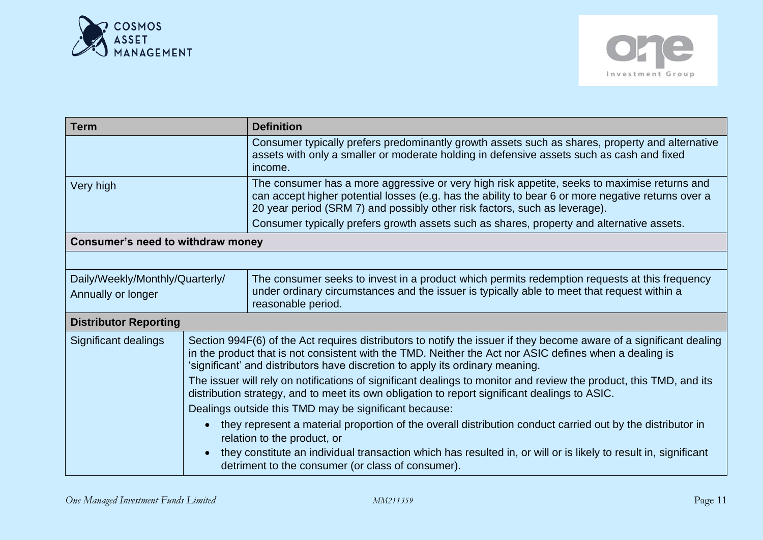| Term | Definition |
| --- | --- |
| | Consumer typically prefers predominantly growth assets such as shares, property and alternative assets with only a smaller or moderate holding in defensive assets such as cash and fixed income. |
| Very high | The consumer has a more aggressive or very high risk appetite, seeks to maximise returns and can accept higher potential losses (e.g. has the ability to bear 6 or more negative returns over a 20 year period (SRM 7) and possibly other risk factors, such as leverage).<br>Consumer typically prefers growth assets such as shares, property and alternative assets. |
| **Consumer's need to withdraw money** | |
| | |
| Daily/Weekly/Monthly/Quarterly/ Annually or longer | The consumer seeks to invest in a product which permits redemption requests at this frequency under ordinary circumstances and the issuer is typically able to meet that request within a reasonable period. |
| **Distributor Reporting** | |
| Significant dealings | Section 994F(6) of the Act requires distributors to notify the issuer if they become aware of a significant dealing in the product that is not consistent with the TMD. Neither the Act nor ASIC defines when a dealing is 'significant' and distributors have discretion to apply its ordinary meaning.<br>The issuer will rely on notifications of significant dealings to monitor and review the product, this TMD, and its distribution strategy, and to meet its own obligation to report significant dealings to ASIC.<br>Dealings outside this TMD may be significant because:<br>• they represent a material proportion of the overall distribution conduct carried out by the distributor in relation to the product, or<br>• they constitute an individual transaction which has resulted in, or will or is likely to result in, significant detriment to the consumer (or class of consumer). |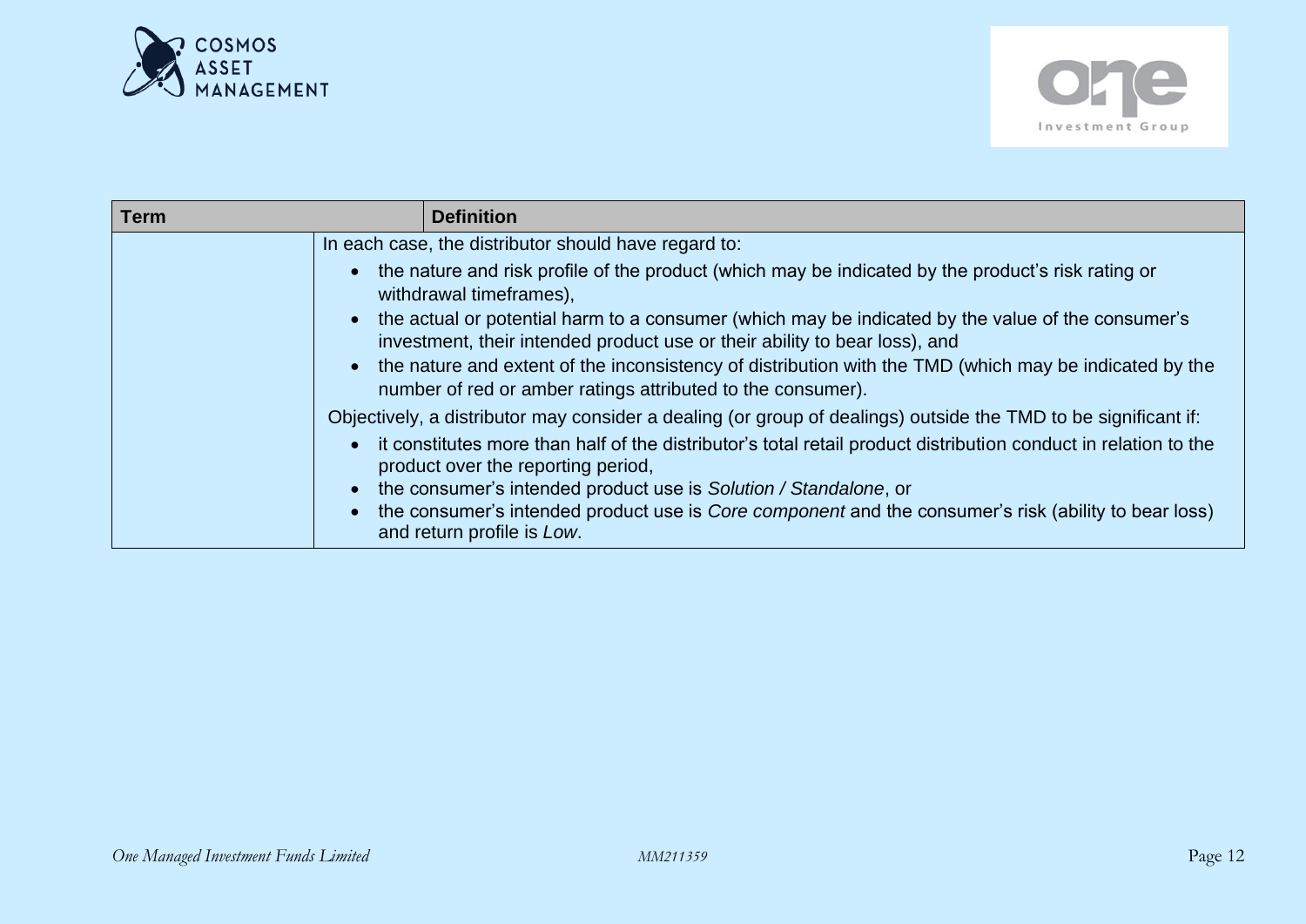| Term | Definition |
|---|---|
| | In each case, the distributor should have regard to:<br>• the nature and risk profile of the product (which may be indicated by the product's risk rating or withdrawal timeframes),<br>• the actual or potential harm to a consumer (which may be indicated by the value of the consumer's investment, their intended product use or their ability to bear loss), and<br>• the nature and extent of the inconsistency of distribution with the TMD (which may be indicated by the number of red or amber ratings attributed to the consumer).<br>Objectively, a distributor may consider a dealing (or group of dealings) outside the TMD to be significant if:<br>• it constitutes more than half of the distributor's total retail product distribution conduct in relation to the product over the reporting period,<br>• the consumer's intended product use is *Solution / Standalone*, or<br>• the consumer's intended product use is *Core component* and the consumer's risk (ability to bear loss) and return profile is *Low*. |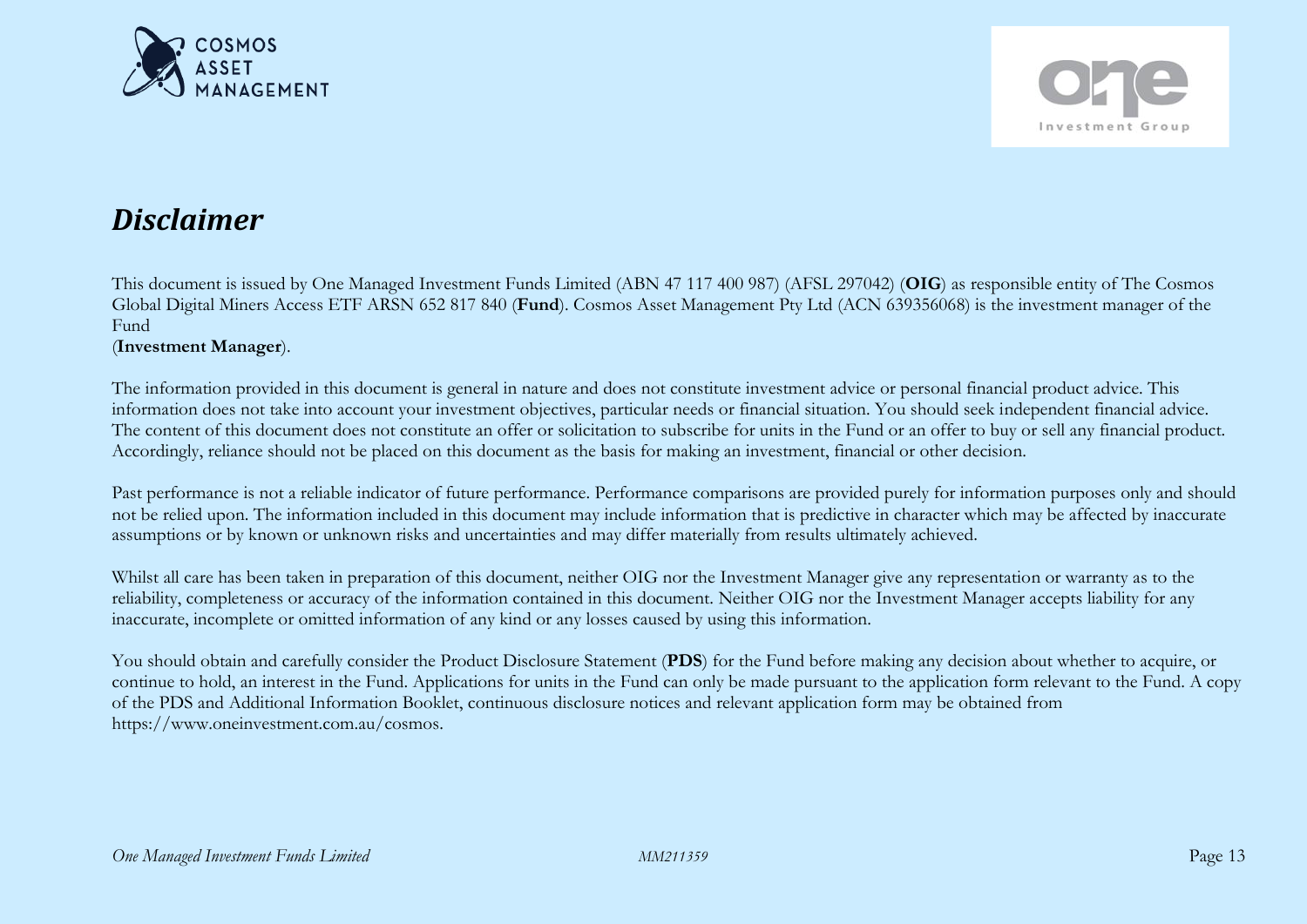# *Disclaimer*

This document is issued by One Managed Investment Funds Limited (ABN 47 117 400 987) (AFSL 297042) (**OIG**) as responsible entity of The Cosmos Global Digital Miners Access ETF ARSN 652 817 840 (**Fund**). Cosmos Asset Management Pty Ltd (ACN 639356068) is the investment manager of the Fund (**Investment Manager**).

The information provided in this document is general in nature and does not constitute investment advice or personal financial product advice. This information does not take into account your investment objectives, particular needs or financial situation. You should seek independent financial advice. The content of this document does not constitute an offer or solicitation to subscribe for units in the Fund or an offer to buy or sell any financial product. Accordingly, reliance should not be placed on this document as the basis for making an investment, financial or other decision.

Past performance is not a reliable indicator of future performance. Performance comparisons are provided purely for information purposes only and should not be relied upon. The information included in this document may include information that is predictive in character which may be affected by inaccurate assumptions or by known or unknown risks and uncertainties and may differ materially from results ultimately achieved.

Whilst all care has been taken in preparation of this document, neither OIG nor the Investment Manager give any representation or warranty as to the reliability, completeness or accuracy of the information contained in this document. Neither OIG nor the Investment Manager accepts liability for any inaccurate, incomplete or omitted information of any kind or any losses caused by using this information.

You should obtain and carefully consider the Product Disclosure Statement (**PDS**) for the Fund before making any decision about whether to acquire, or continue to hold, an interest in the Fund. Applications for units in the Fund can only be made pursuant to the application form relevant to the Fund. A copy of the PDS and Additional Information Booklet, continuous disclosure notices and relevant application form may be obtained from https://www.oneinvestment.com.au/cosmos.